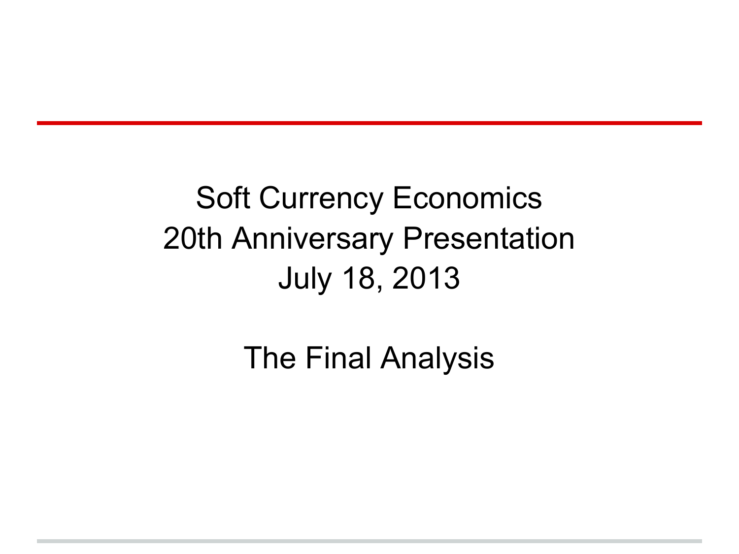# Soft Currency Economics
# 20th Anniversary Presentation
# July 18, 2013

## The Final Analysis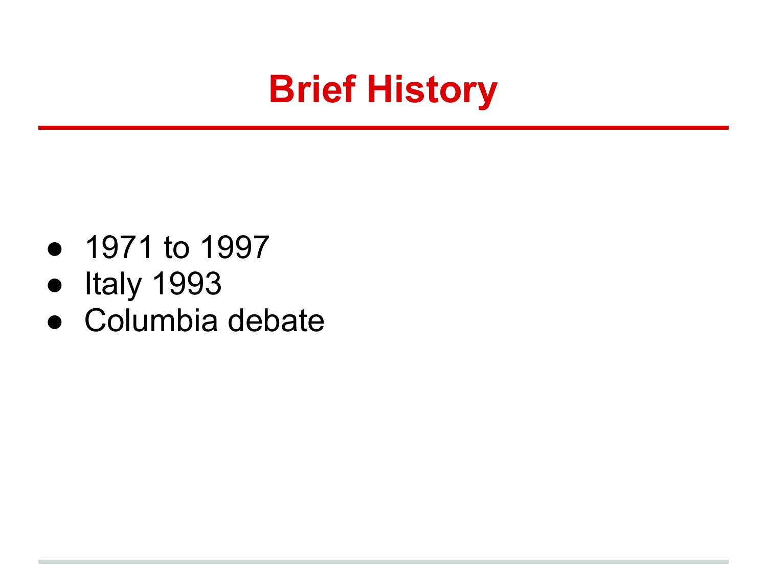# Brief History

- 1971 to 1997
- Italy 1993
- Columbia debate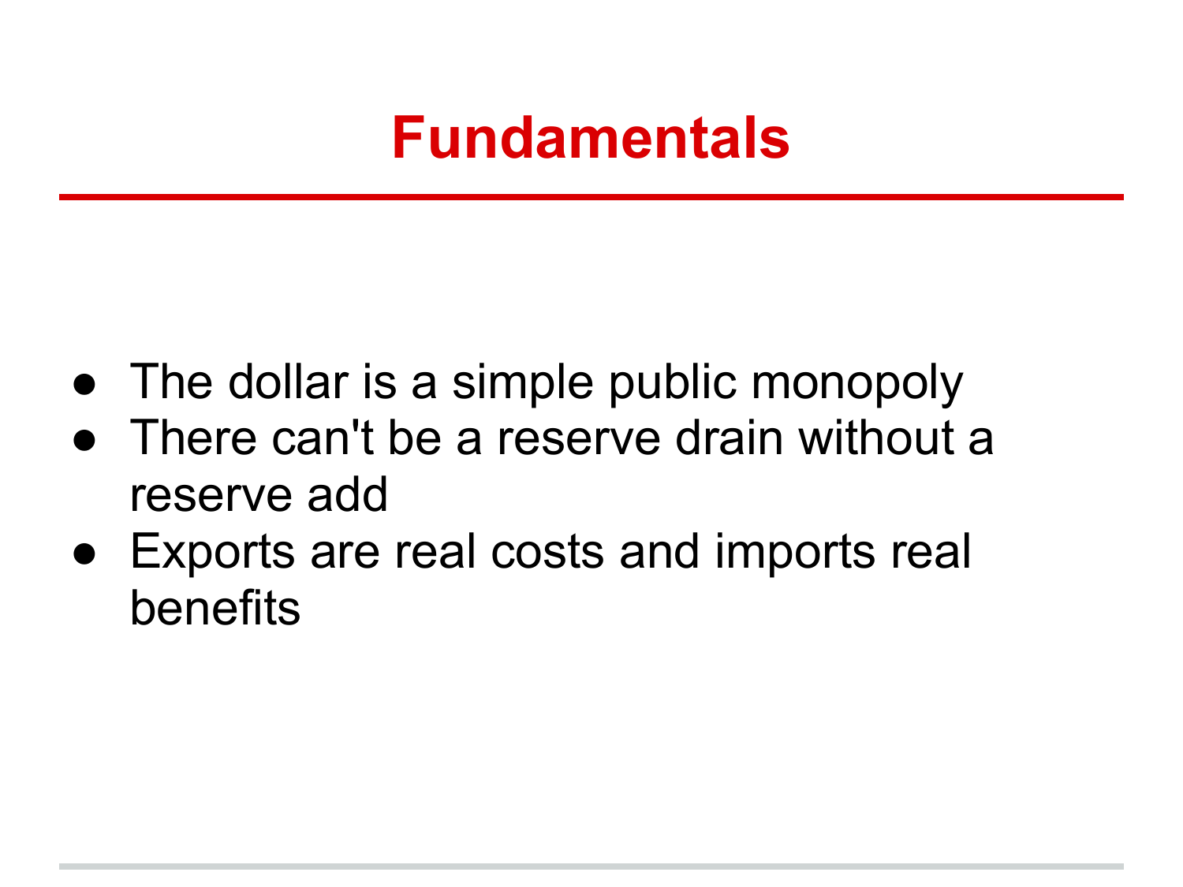# Fundamentals

- The dollar is a simple public monopoly
- There can't be a reserve drain without a reserve add
- Exports are real costs and imports real benefits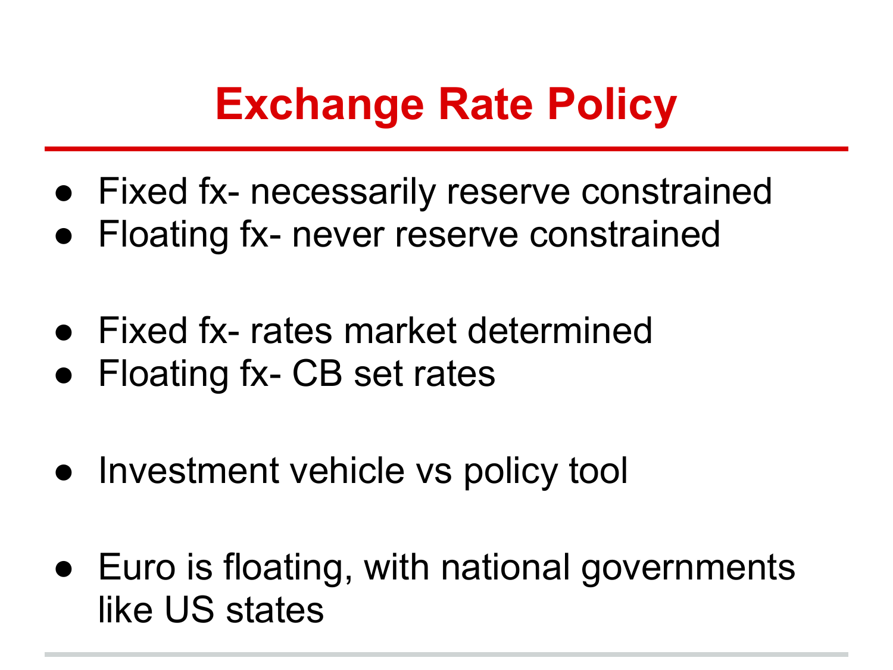# Exchange Rate Policy

- Fixed fx- necessarily reserve constrained
- Floating fx- never reserve constrained

- Fixed fx- rates market determined
- Floating fx- CB set rates

- Investment vehicle vs policy tool

- Euro is floating, with national governments like US states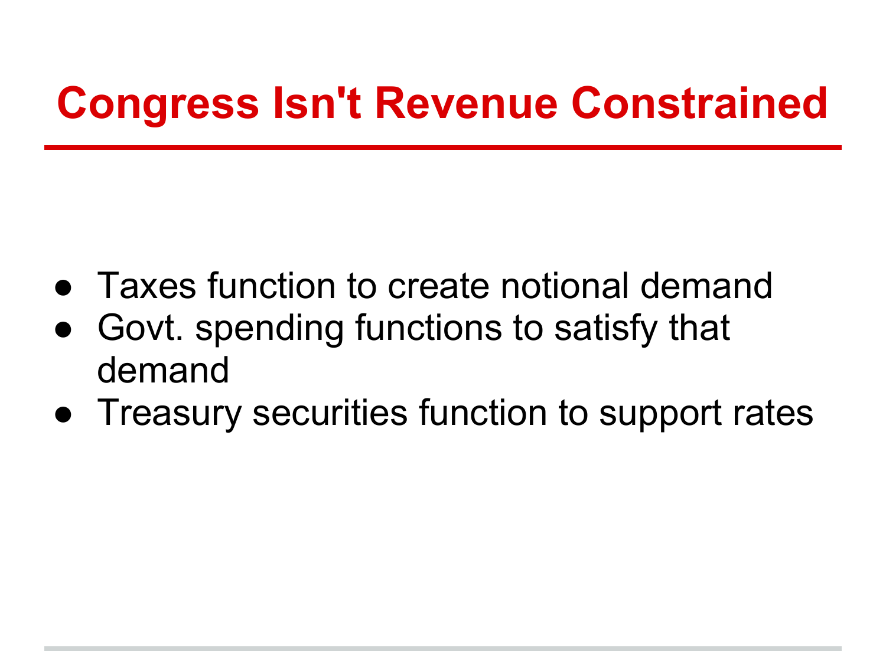# Congress Isn't Revenue Constrained

- Taxes function to create notional demand
- Govt. spending functions to satisfy that demand
- Treasury securities function to support rates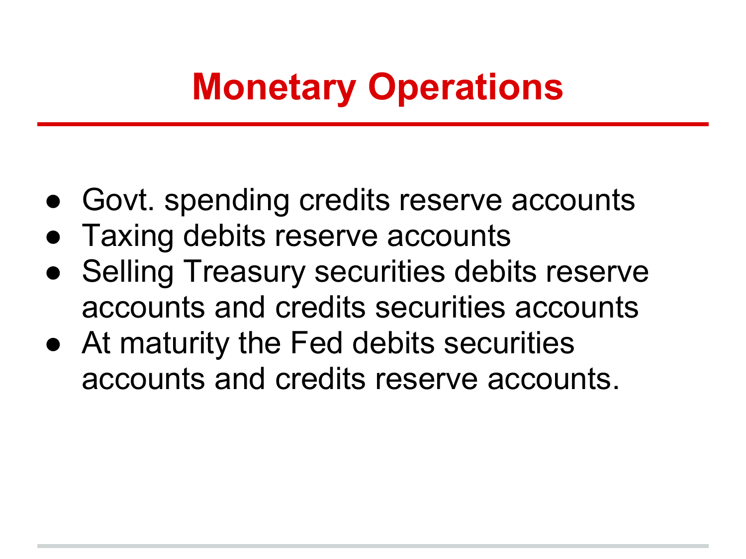# Monetary Operations

- Govt. spending credits reserve accounts
- Taxing debits reserve accounts
- Selling Treasury securities debits reserve accounts and credits securities accounts
- At maturity the Fed debits securities accounts and credits reserve accounts.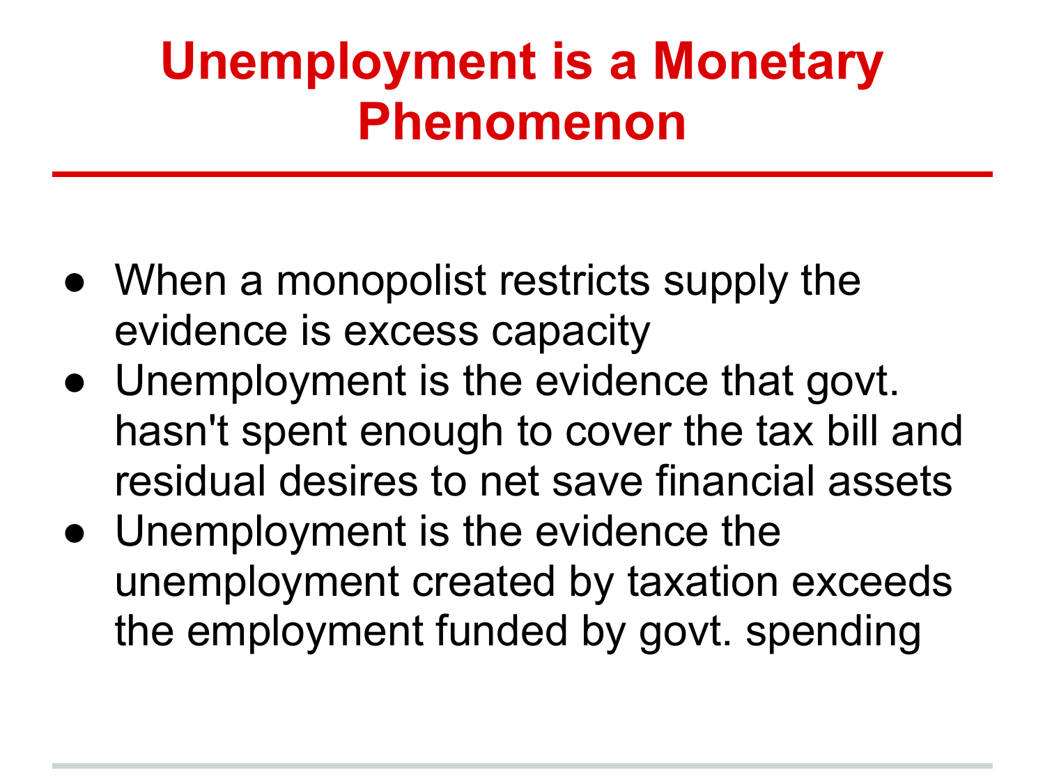# Unemployment is a Monetary Phenomenon

- When a monopolist restricts supply the evidence is excess capacity
- Unemployment is the evidence that govt. hasn't spent enough to cover the tax bill and residual desires to net save financial assets
- Unemployment is the evidence the unemployment created by taxation exceeds the employment funded by govt. spending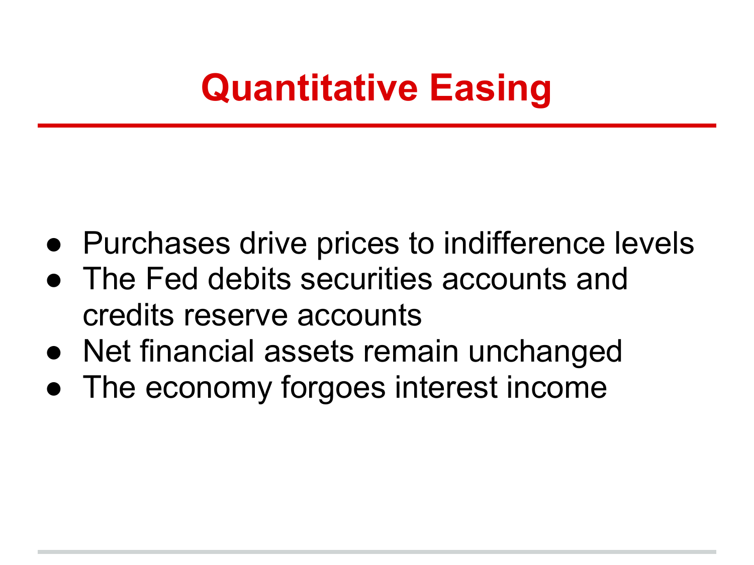# Quantitative Easing

- Purchases drive prices to indifference levels
- The Fed debits securities accounts and credits reserve accounts
- Net financial assets remain unchanged
- The economy forgoes interest income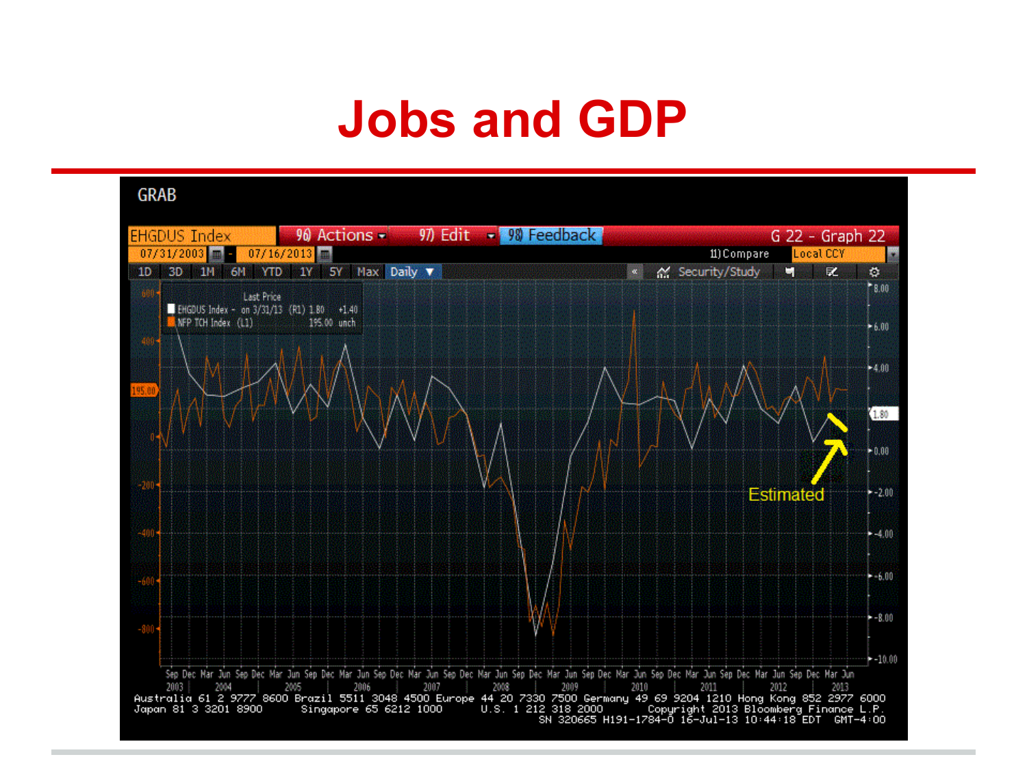# Jobs and GDP

GRAB

EHGDUS Index | 96) Actions | 97) Edit | 98) Feedback | G 22 - Graph 22

07/31/2003 - 07/16/2013 | 11) Compare | Local CCY

1D 3D 1M 6M YTD 1Y 5Y Max Daily | Security/Study

Last Price
EHGDUS Index - on 3/31/13 (R1) 1.80 +1.40
NFP TCH Index (L1) 195.00 unch

Estimated

Australia 61 2 9777 8600 Brazil 5511 3048 4500 Europe 44 20 7330 7500 Germany 49 69 9204 1210 Hong Kong 852 2977 6000
Japan 81 3 3201 8900 Singapore 65 6212 1000 U.S. 1 212 318 2000 Copyright 2013 Bloomberg Finance L.P.
SN 320665 H191-1784-0 16-Jul-13 10:44:18 EDT GMT-4:00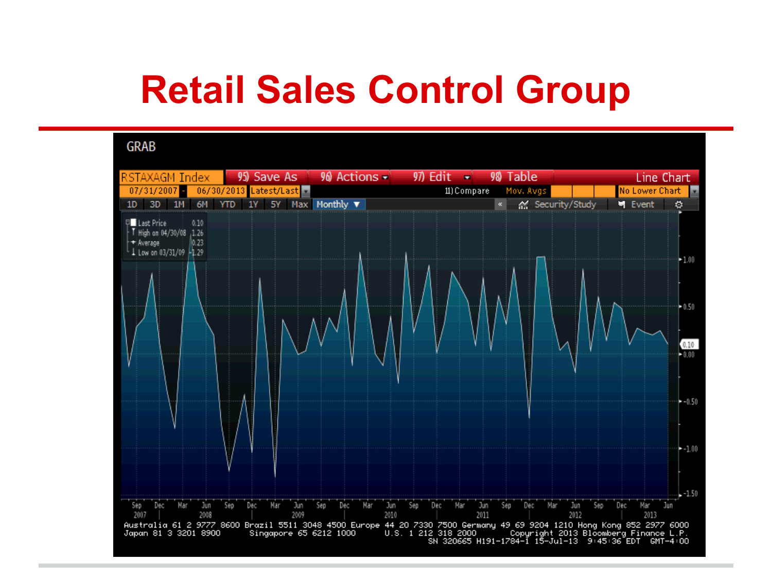# Retail Sales Control Group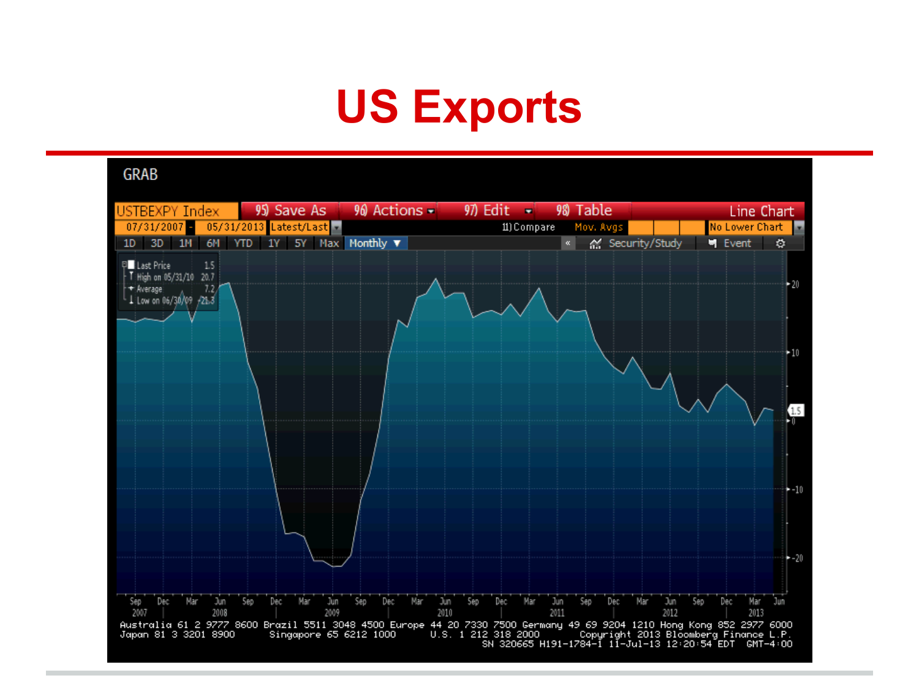# US Exports

GRAB

USTBEXPY Index | 95) Save As | 96) Actions | 97) Edit | 98) Table | Line Chart

07/31/2007 - 05/31/2013 Latest/Last | 11) Compare | Mov. Avgs | No Lower Chart

1D 3D 1M 6M YTD 1Y 5Y Max Monthly | Security/Study | Event

Last Price 1.5
High on 05/31/10 20.7
Average 7.2
Low on 06/30/09 -21.3

Australia 61 2 9777 8600 Brazil 5511 3048 4500 Europe 44 20 7330 7500 Germany 49 69 9204 1210 Hong Kong 852 2977 6000
Japan 81 3 3201 8900 Singapore 65 6212 1000 U.S. 1 212 318 2000 Copyright 2013 Bloomberg Finance L.P.
SN 320665 H191-1784-1 11-Jul-13 12:20:54 EDT GMT-4:00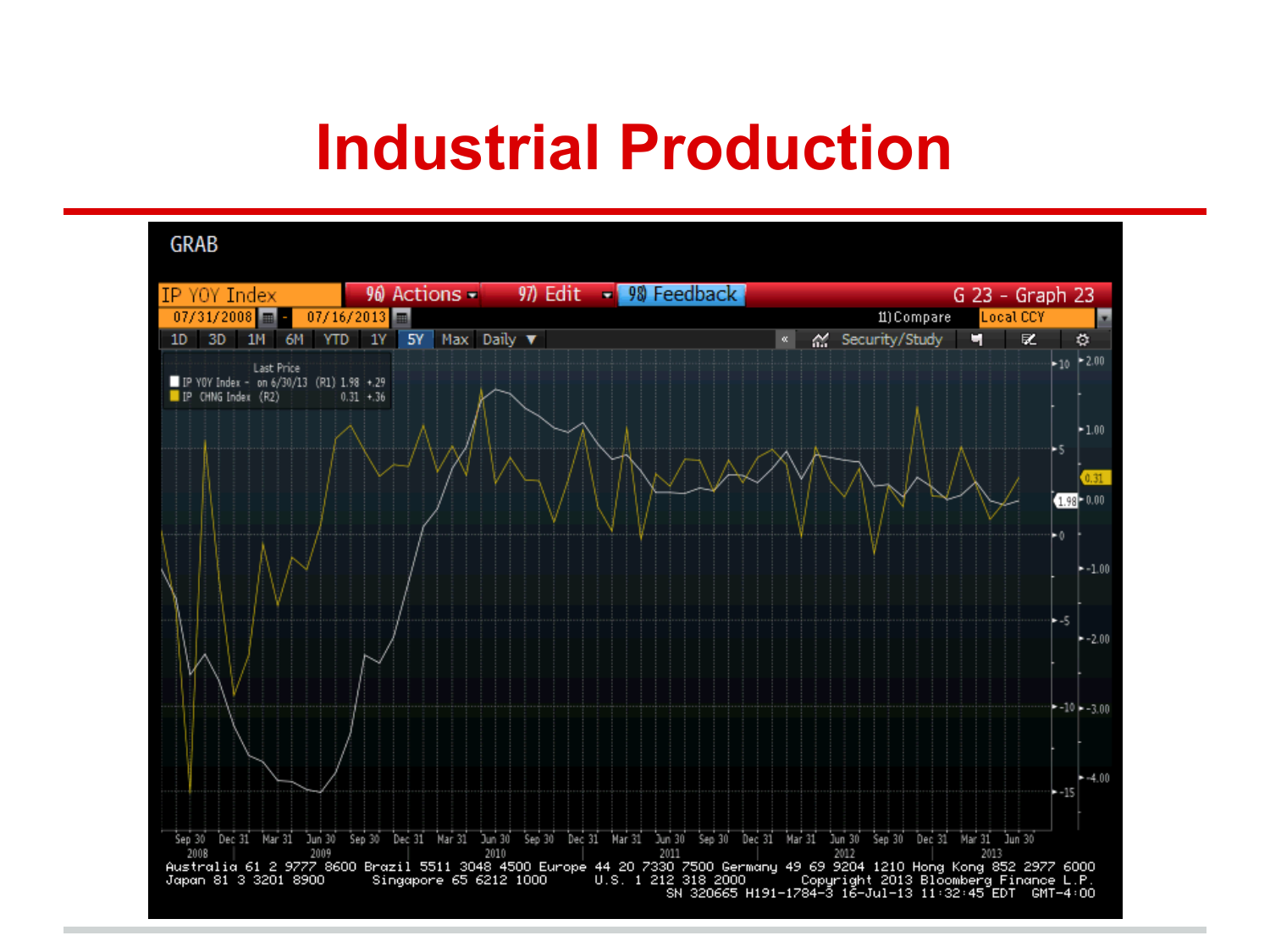# Industrial Production

GRAB

IP YOY Index | 96) Actions | 97) Edit | 98) Feedback | G 23 - Graph 23

07/31/2008 - 07/16/2013 | 11) Compare | Local CCY

1D 3D 1M 6M YTD 1Y 5Y Max Daily | Security/Study

Last Price
IP YOY Index - on 6/30/13 (R1) 1.98 +.29
IP CHNG Index (R2) 0.31 +.36

Sep 30 2008 | Dec 31 | Mar 31 | Jun 30 2009 | Sep 30 | Dec 31 | Mar 31 | Jun 30 2010 | Sep 30 | Dec 31 | Mar 31 | Jun 30 2011 | Sep 30 | Dec 31 | Mar 31 | Jun 30 2012 | Sep 30 | Dec 31 | Mar 31 | Jun 30 2013

Australia 61 2 9777 8600 Brazil 5511 3048 4500 Europe 44 20 7330 7500 Germany 49 69 9204 1210 Hong Kong 852 2977 6000
Japan 81 3 3201 8900 Singapore 65 6212 1000 U.S. 1 212 318 2000 Copyright 2013 Bloomberg Finance L.P.
SN 320665 H191-1784-3 16-Jul-13 11:32:45 EDT GMT-4:00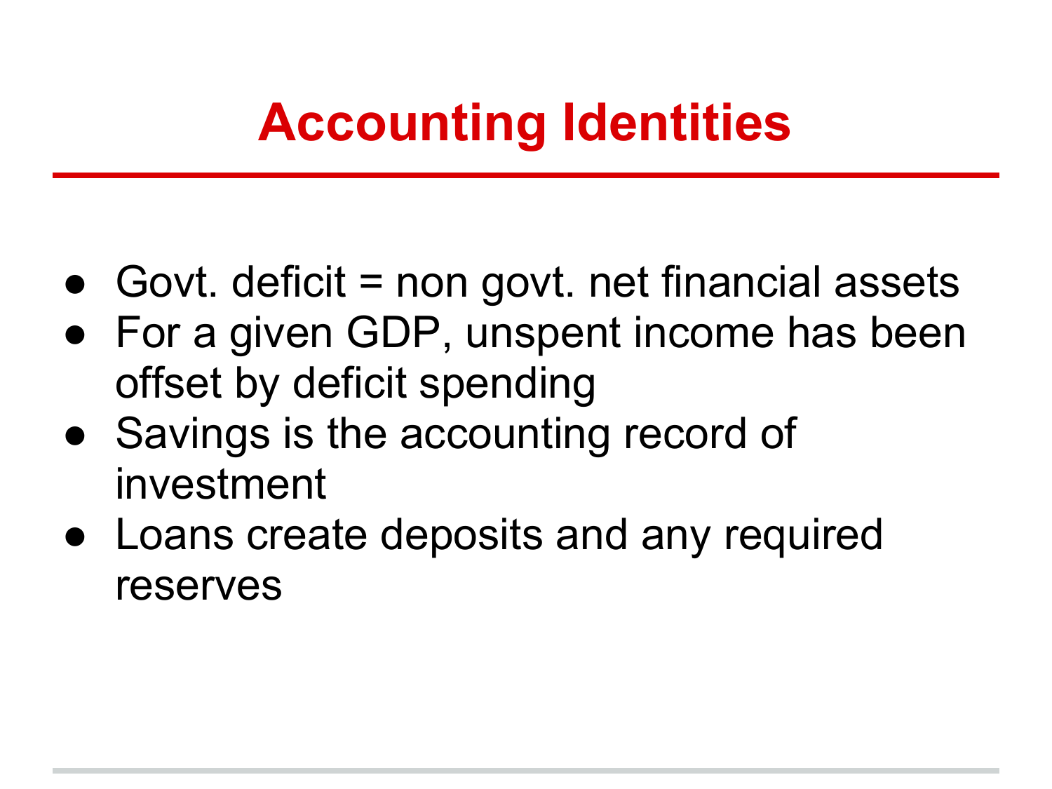# Accounting Identities

- Govt. deficit = non govt. net financial assets
- For a given GDP, unspent income has been offset by deficit spending
- Savings is the accounting record of investment
- Loans create deposits and any required reserves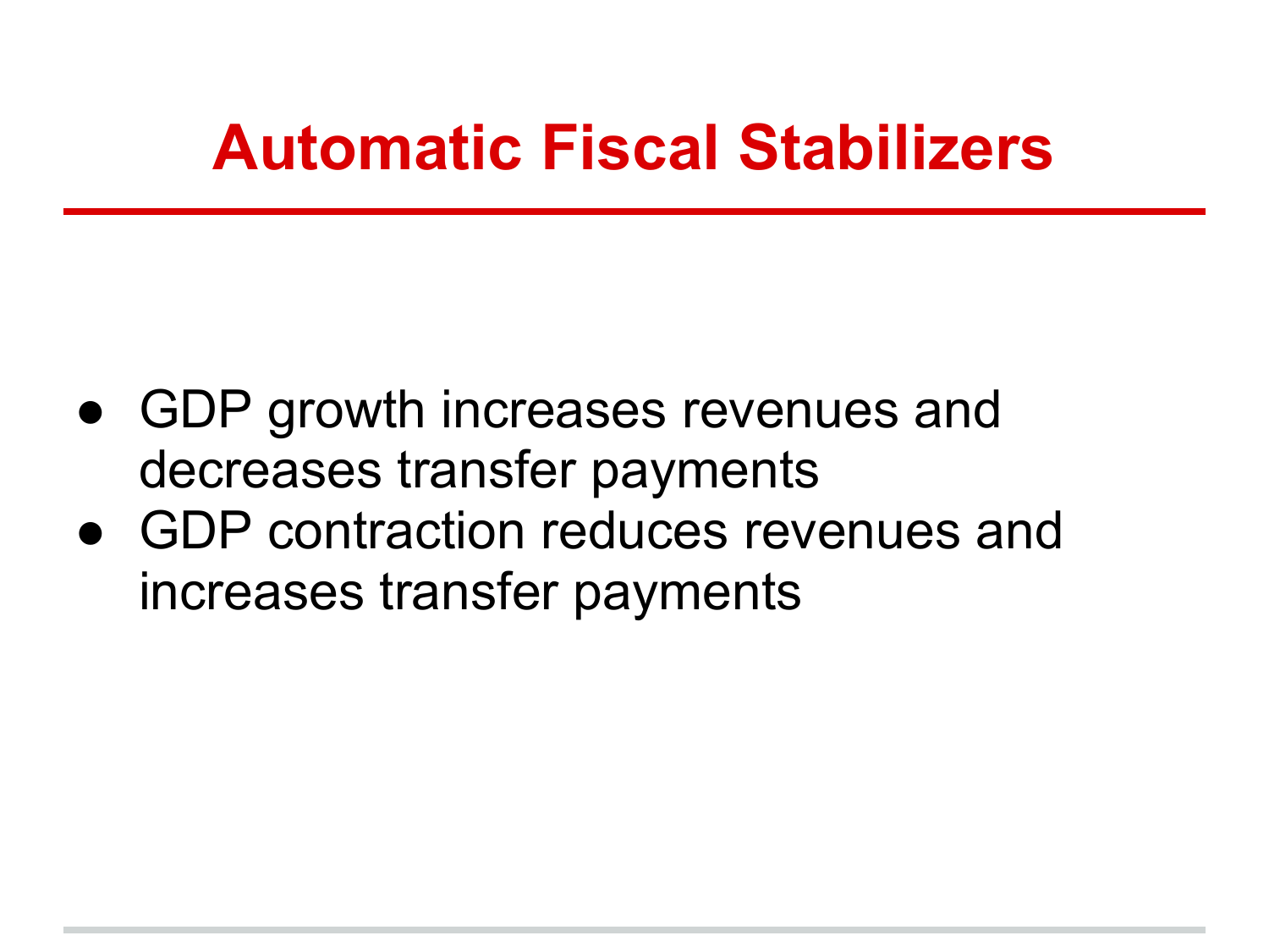# Automatic Fiscal Stabilizers

- GDP growth increases revenues and decreases transfer payments
- GDP contraction reduces revenues and increases transfer payments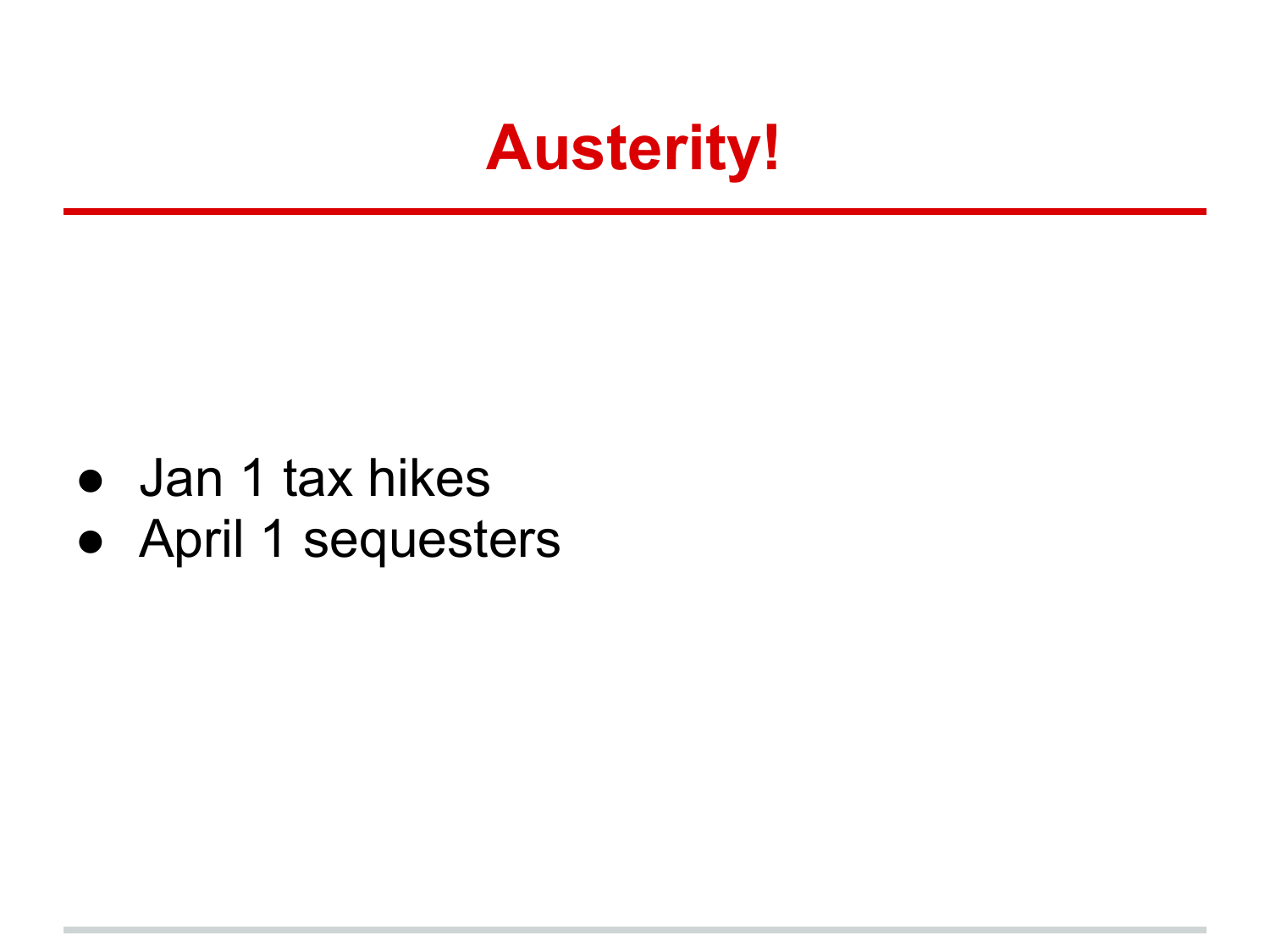# Austerity!

- Jan 1 tax hikes
- April 1 sequesters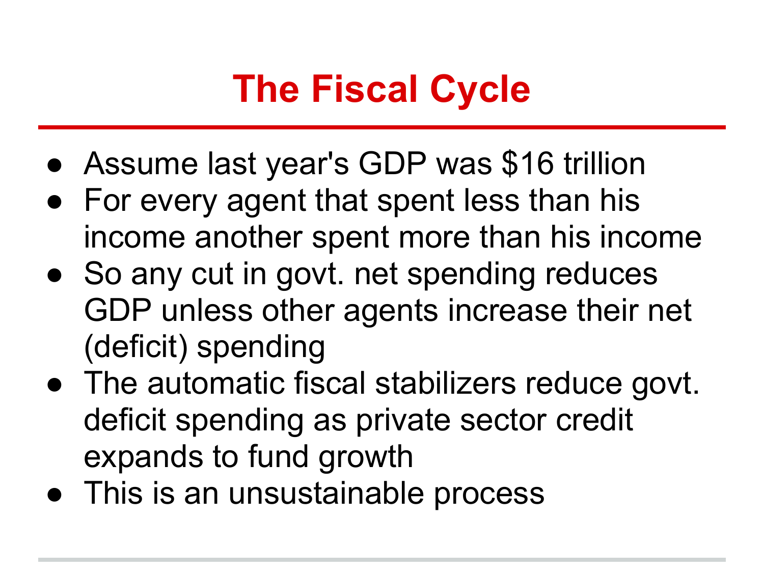# The Fiscal Cycle

- Assume last year's GDP was $16 trillion
- For every agent that spent less than his income another spent more than his income
- So any cut in govt. net spending reduces GDP unless other agents increase their net (deficit) spending
- The automatic fiscal stabilizers reduce govt. deficit spending as private sector credit expands to fund growth
- This is an unsustainable process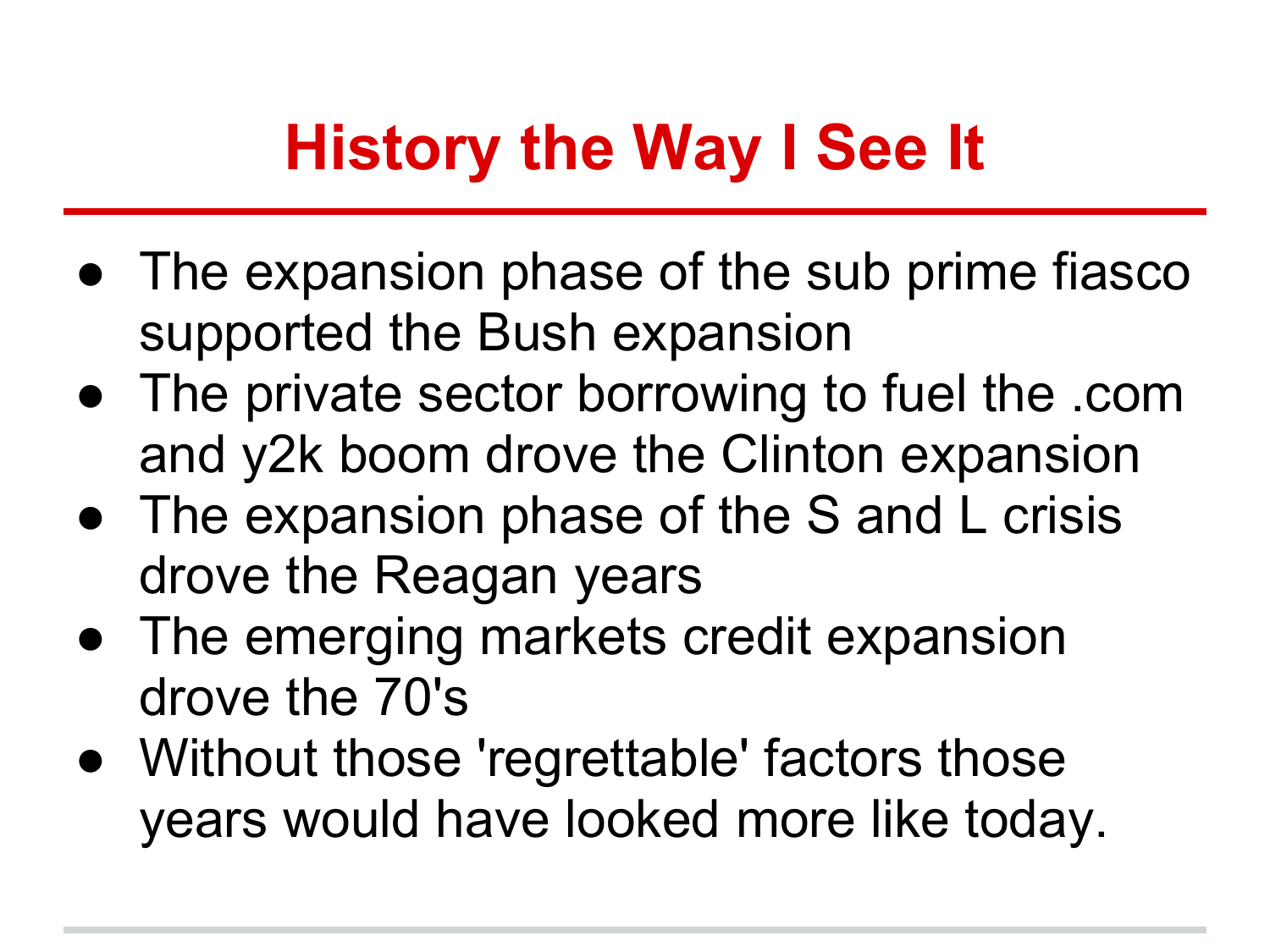# History the Way I See It

- The expansion phase of the sub prime fiasco supported the Bush expansion
- The private sector borrowing to fuel the .com and y2k boom drove the Clinton expansion
- The expansion phase of the S and L crisis drove the Reagan years
- The emerging markets credit expansion drove the 70's
- Without those 'regrettable' factors those years would have looked more like today.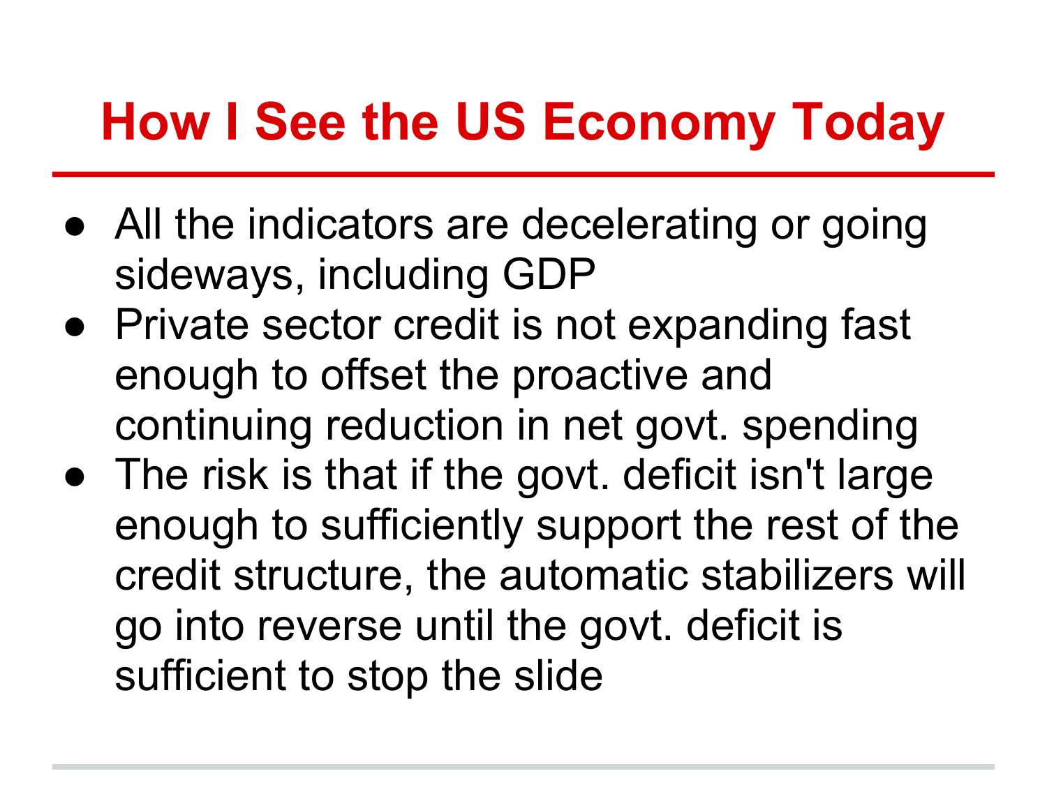# How I See the US Economy Today

- All the indicators are decelerating or going sideways, including GDP
- Private sector credit is not expanding fast enough to offset the proactive and continuing reduction in net govt. spending
- The risk is that if the govt. deficit isn't large enough to sufficiently support the rest of the credit structure, the automatic stabilizers will go into reverse until the govt. deficit is sufficient to stop the slide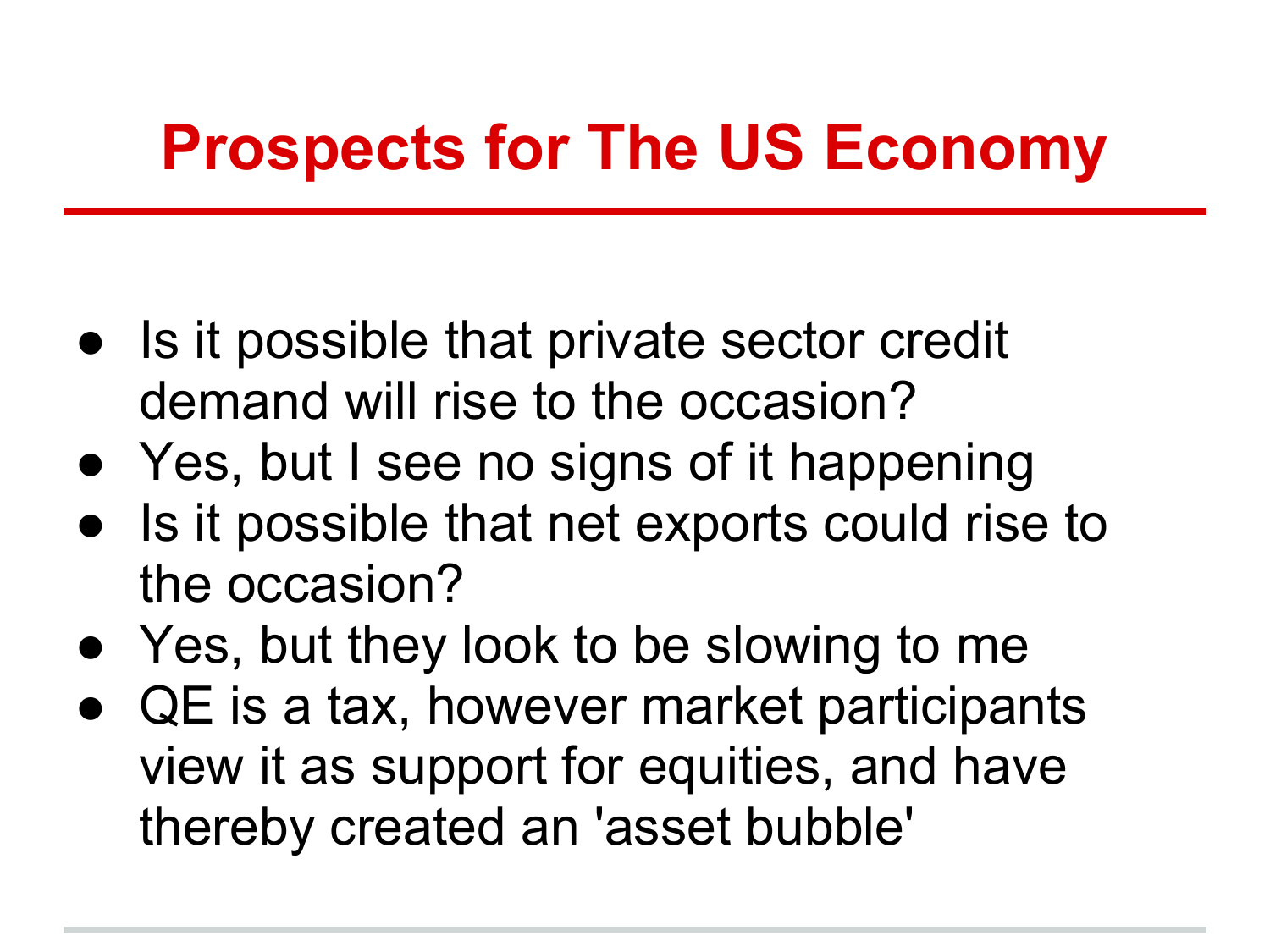# Prospects for The US Economy

- Is it possible that private sector credit demand will rise to the occasion?
- Yes, but I see no signs of it happening
- Is it possible that net exports could rise to the occasion?
- Yes, but they look to be slowing to me
- QE is a tax, however market participants view it as support for equities, and have thereby created an 'asset bubble'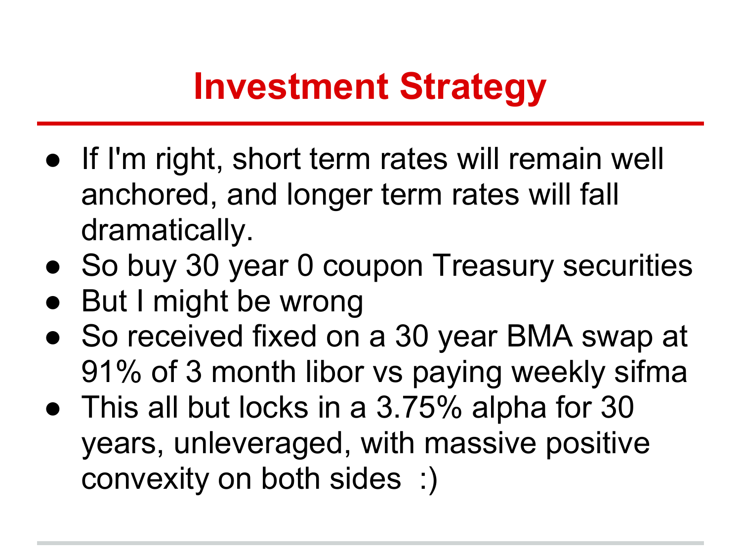# Investment Strategy

- If I'm right, short term rates will remain well anchored, and longer term rates will fall dramatically.
- So buy 30 year 0 coupon Treasury securities
- But I might be wrong
- So received fixed on a 30 year BMA swap at 91% of 3 month libor vs paying weekly sifma
- This all but locks in a 3.75% alpha for 30 years, unleveraged, with massive positive convexity on both sides :)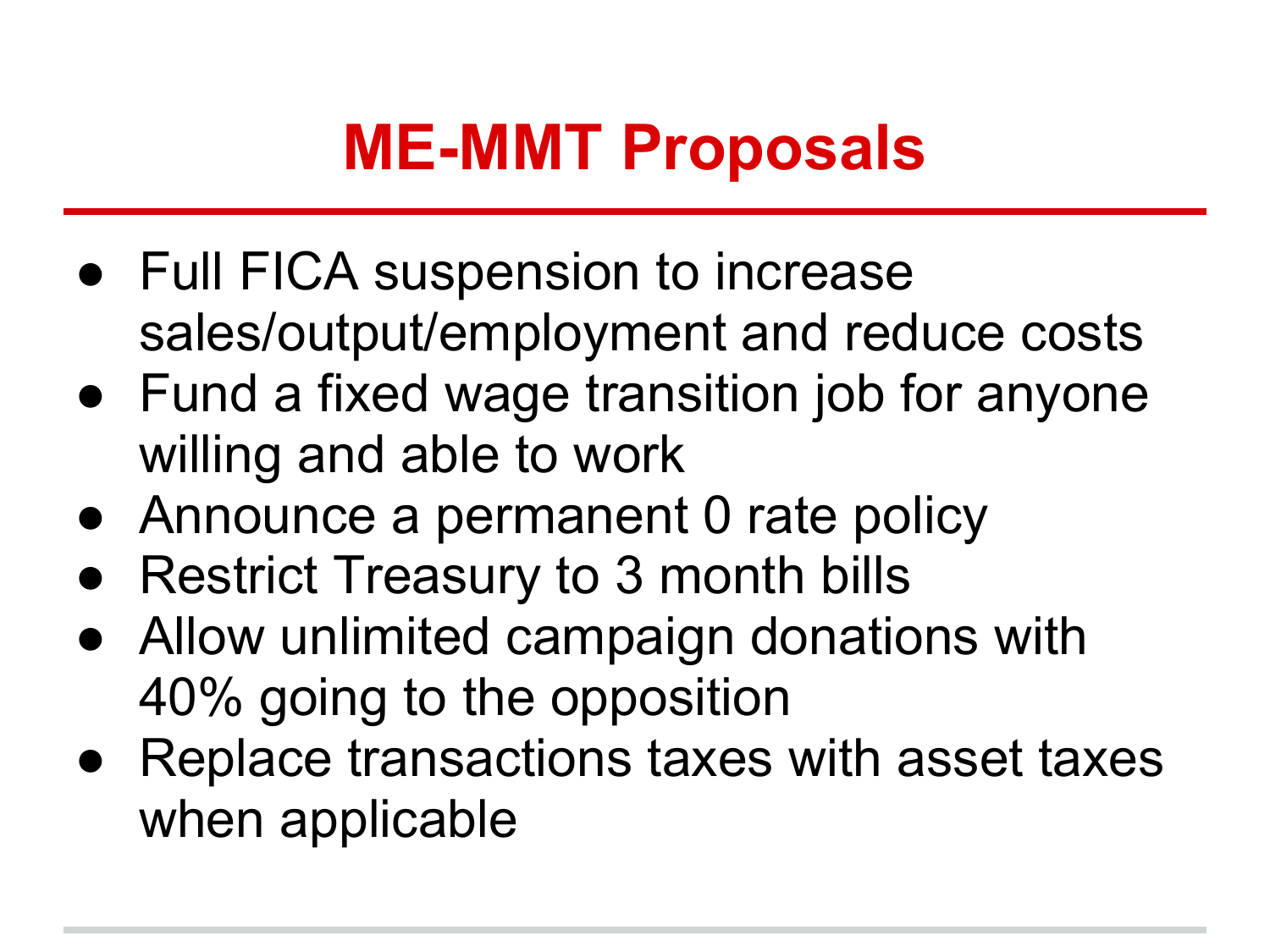# ME-MMT Proposals

- Full FICA suspension to increase sales/output/employment and reduce costs
- Fund a fixed wage transition job for anyone willing and able to work
- Announce a permanent 0 rate policy
- Restrict Treasury to 3 month bills
- Allow unlimited campaign donations with 40% going to the opposition
- Replace transactions taxes with asset taxes when applicable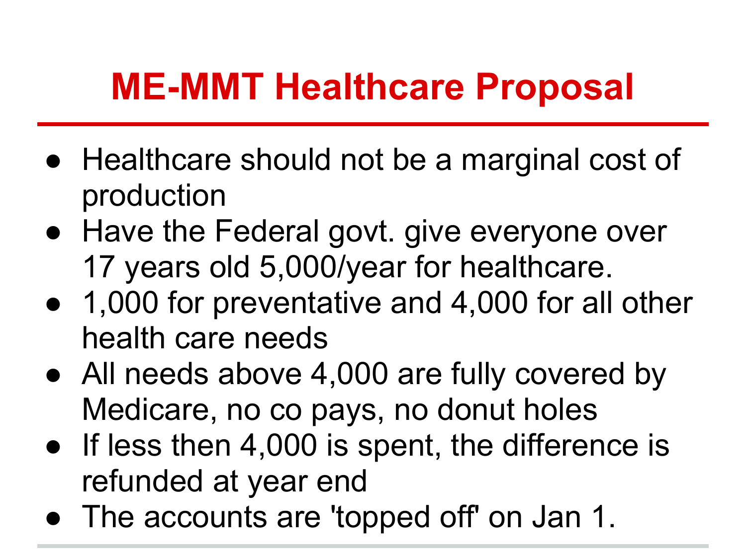# ME-MMT Healthcare Proposal

- Healthcare should not be a marginal cost of production
- Have the Federal govt. give everyone over 17 years old 5,000/year for healthcare.
- 1,000 for preventative and 4,000 for all other health care needs
- All needs above 4,000 are fully covered by Medicare, no co pays, no donut holes
- If less then 4,000 is spent, the difference is refunded at year end
- The accounts are 'topped off' on Jan 1.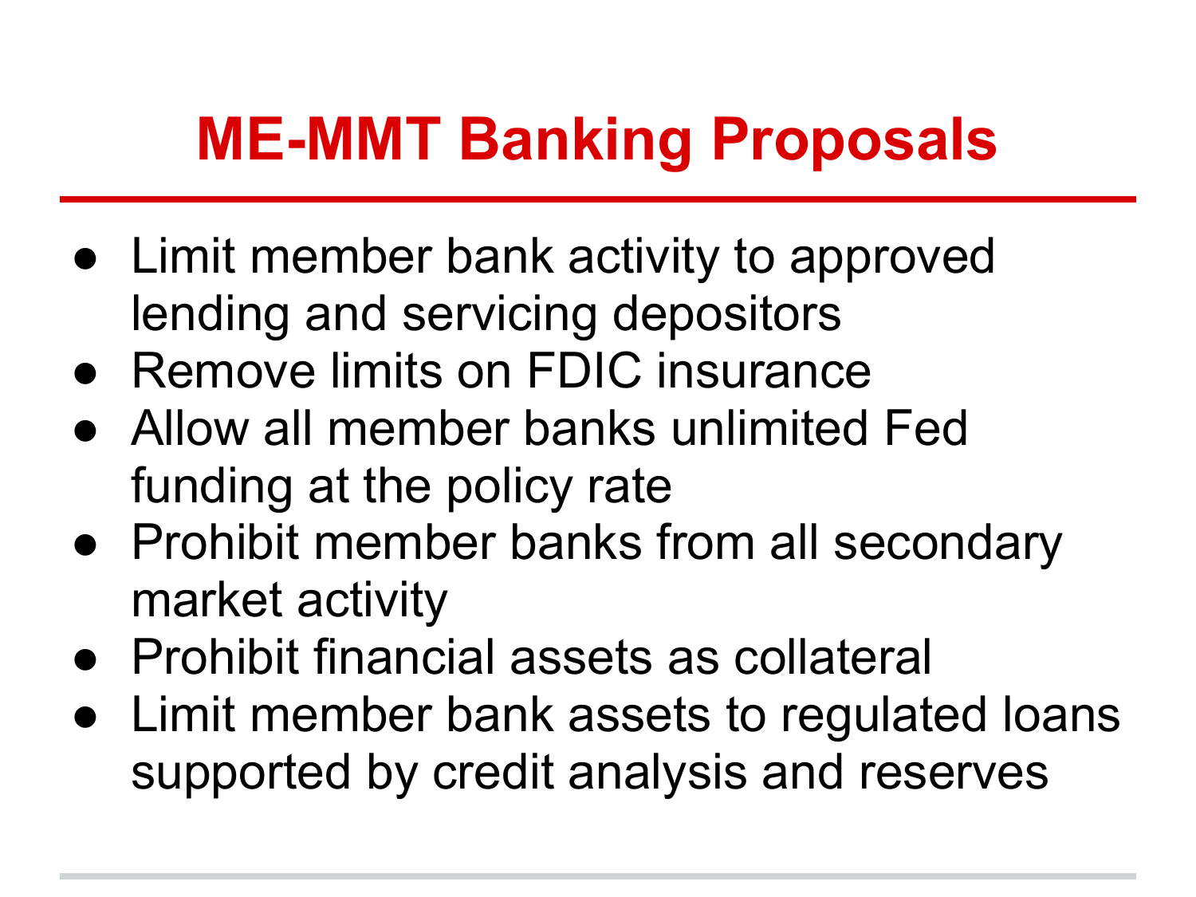# ME-MMT Banking Proposals

- Limit member bank activity to approved lending and servicing depositors
- Remove limits on FDIC insurance
- Allow all member banks unlimited Fed funding at the policy rate
- Prohibit member banks from all secondary market activity
- Prohibit financial assets as collateral
- Limit member bank assets to regulated loans supported by credit analysis and reserves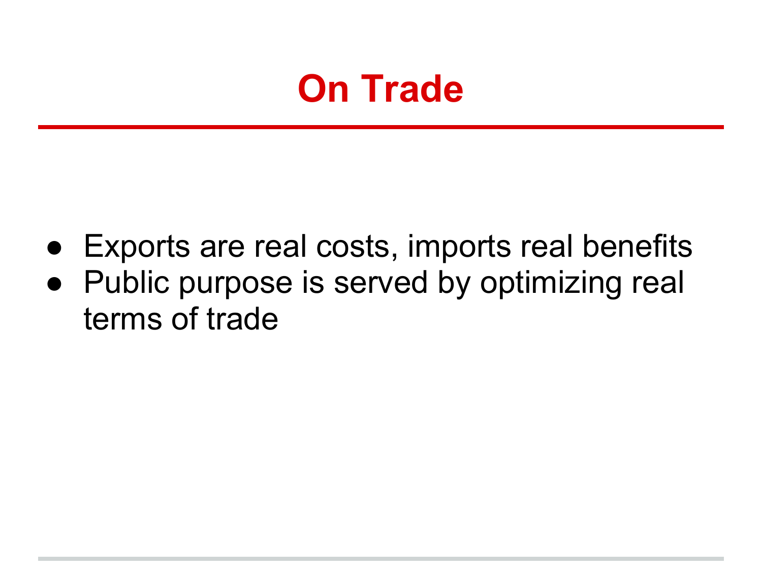# On Trade

- Exports are real costs, imports real benefits
- Public purpose is served by optimizing real terms of trade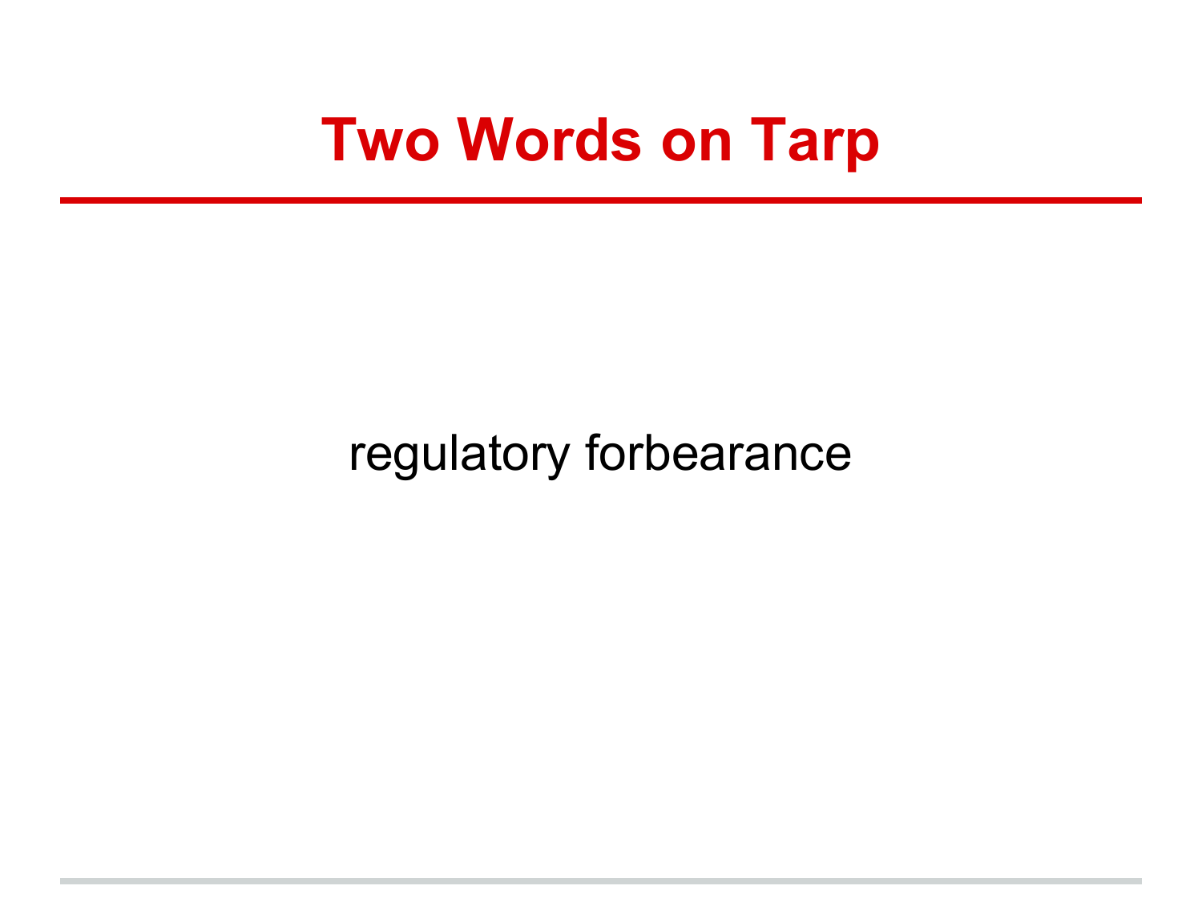# Two Words on Tarp

regulatory forbearance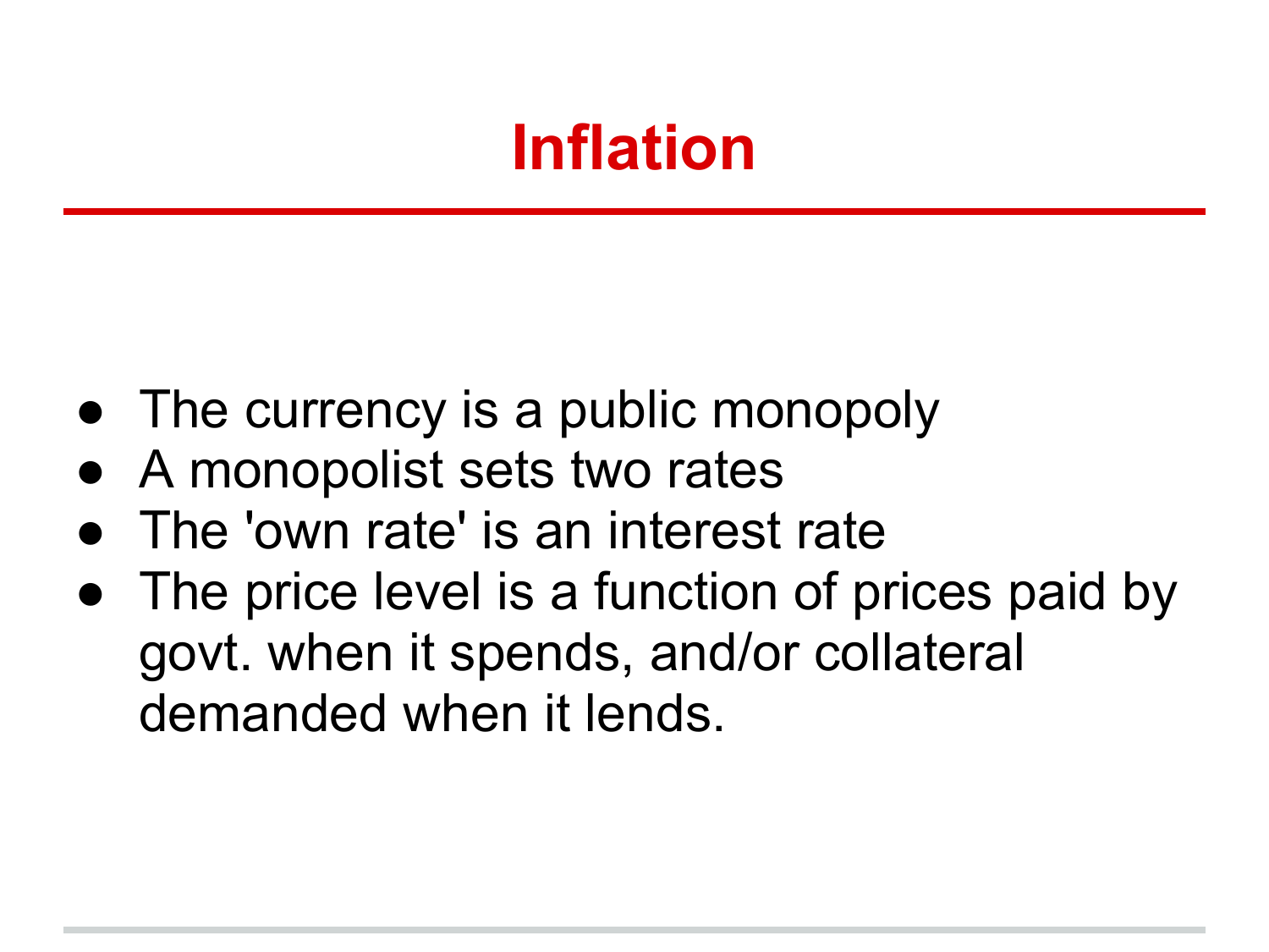# Inflation

- The currency is a public monopoly
- A monopolist sets two rates
- The 'own rate' is an interest rate
- The price level is a function of prices paid by govt. when it spends, and/or collateral demanded when it lends.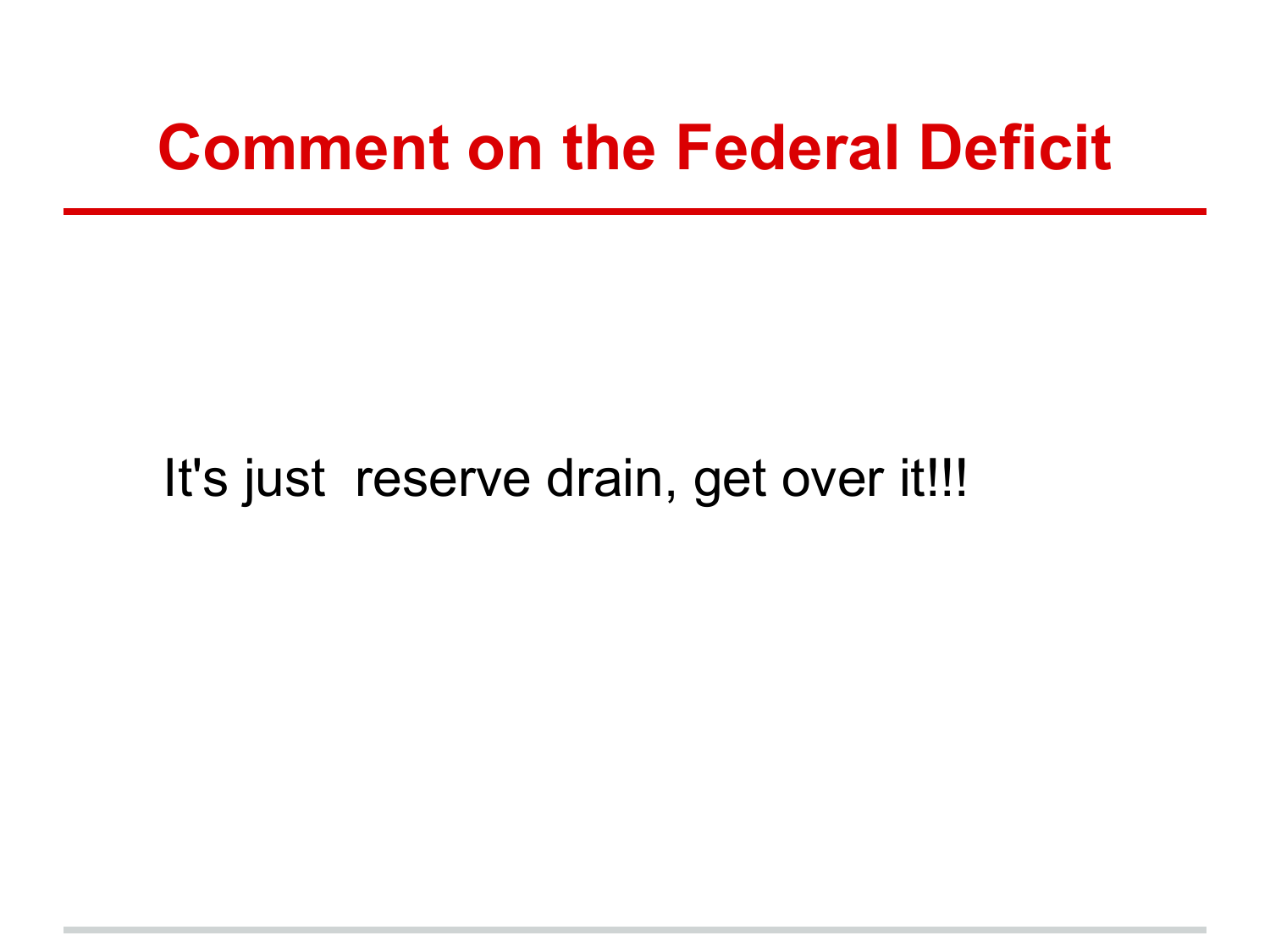# Comment on the Federal Deficit

It's just  reserve drain, get over it!!!